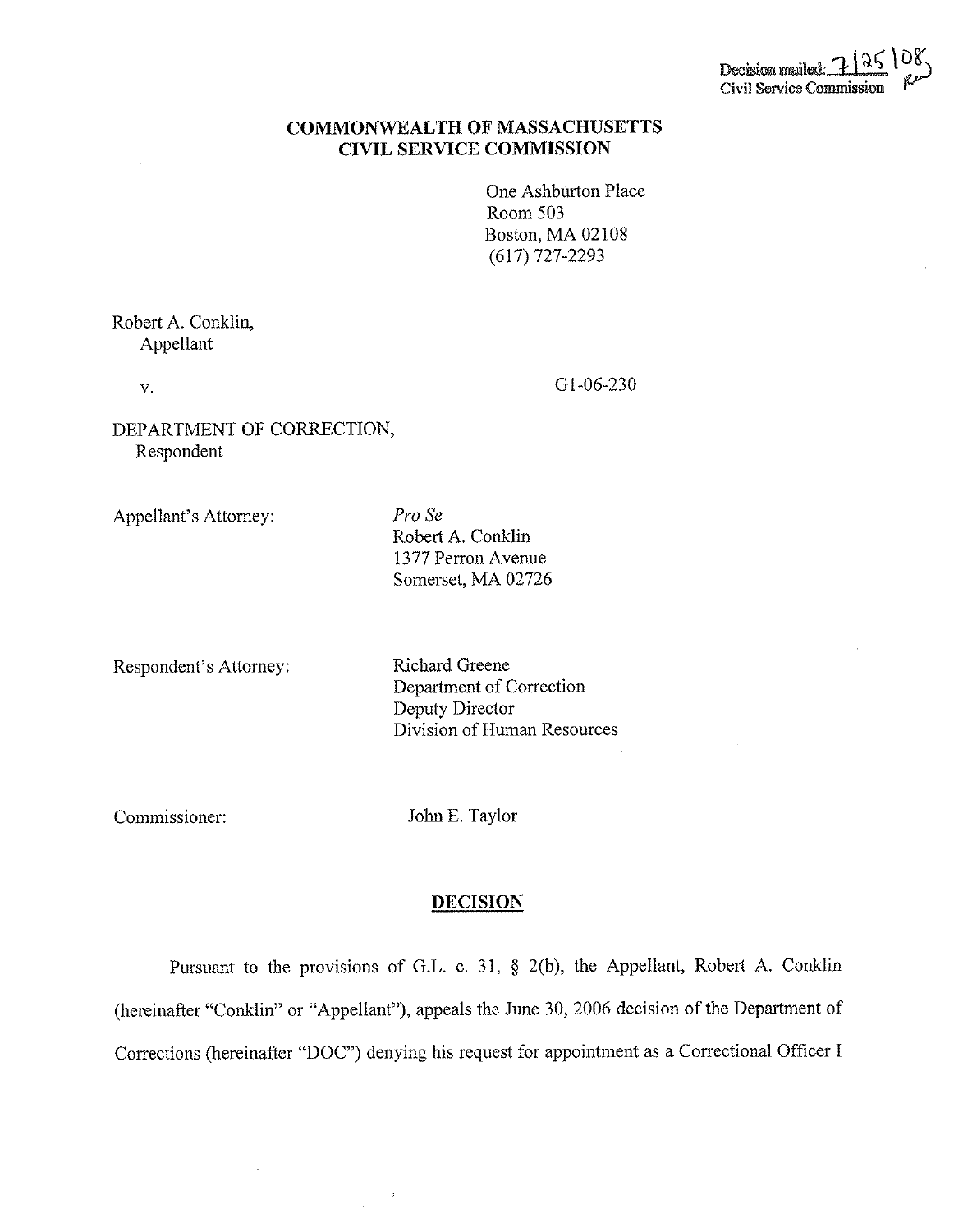Decision mailed: 7/25/08
Civil Service Commission

**COMMONWEALTH OF MASSACHUSETTS**
**CIVIL SERVICE COMMISSION**

One Ashburton Place
Room 503
Boston, MA 02108
(617) 727-2293

Robert A. Conklin,
Appellant

v. G1-06-230

DEPARTMENT OF CORRECTION,
Respondent

Appellant's Attorney: *Pro Se*
Robert A. Conklin
1377 Perron Avenue
Somerset, MA 02726

Respondent's Attorney: Richard Greene
Department of Correction
Deputy Director
Division of Human Resources

Commissioner: John E. Taylor

## DECISION

Pursuant to the provisions of G.L. c. 31, § 2(b), the Appellant, Robert A. Conklin (hereinafter "Conklin" or "Appellant"), appeals the June 30, 2006 decision of the Department of Corrections (hereinafter "DOC") denying his request for appointment as a Correctional Officer I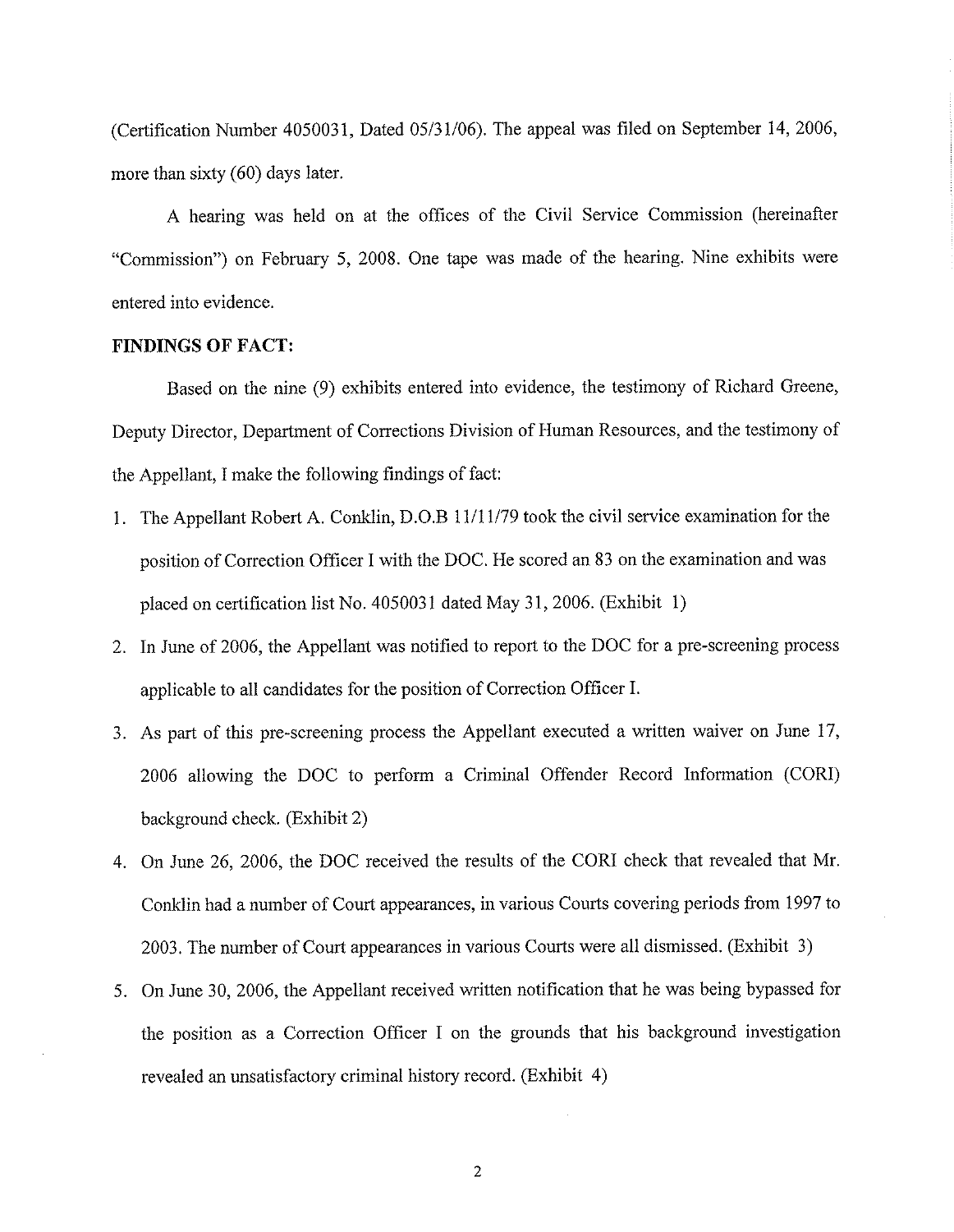(Certification Number 4050031, Dated 05/31/06). The appeal was filed on September 14, 2006, more than sixty (60) days later.

A hearing was held on at the offices of the Civil Service Commission (hereinafter "Commission") on February 5, 2008. One tape was made of the hearing. Nine exhibits were entered into evidence.

**FINDINGS OF FACT:**

Based on the nine (9) exhibits entered into evidence, the testimony of Richard Greene, Deputy Director, Department of Corrections Division of Human Resources, and the testimony of the Appellant, I make the following findings of fact:

1. The Appellant Robert A. Conklin, D.O.B 11/11/79 took the civil service examination for the position of Correction Officer I with the DOC. He scored an 83 on the examination and was placed on certification list No. 4050031 dated May 31, 2006. (Exhibit 1)
2. In June of 2006, the Appellant was notified to report to the DOC for a pre-screening process applicable to all candidates for the position of Correction Officer I.
3. As part of this pre-screening process the Appellant executed a written waiver on June 17, 2006 allowing the DOC to perform a Criminal Offender Record Information (CORI) background check. (Exhibit 2)
4. On June 26, 2006, the DOC received the results of the CORI check that revealed that Mr. Conklin had a number of Court appearances, in various Courts covering periods from 1997 to 2003. The number of Court appearances in various Courts were all dismissed. (Exhibit 3)
5. On June 30, 2006, the Appellant received written notification that he was being bypassed for the position as a Correction Officer I on the grounds that his background investigation revealed an unsatisfactory criminal history record. (Exhibit 4)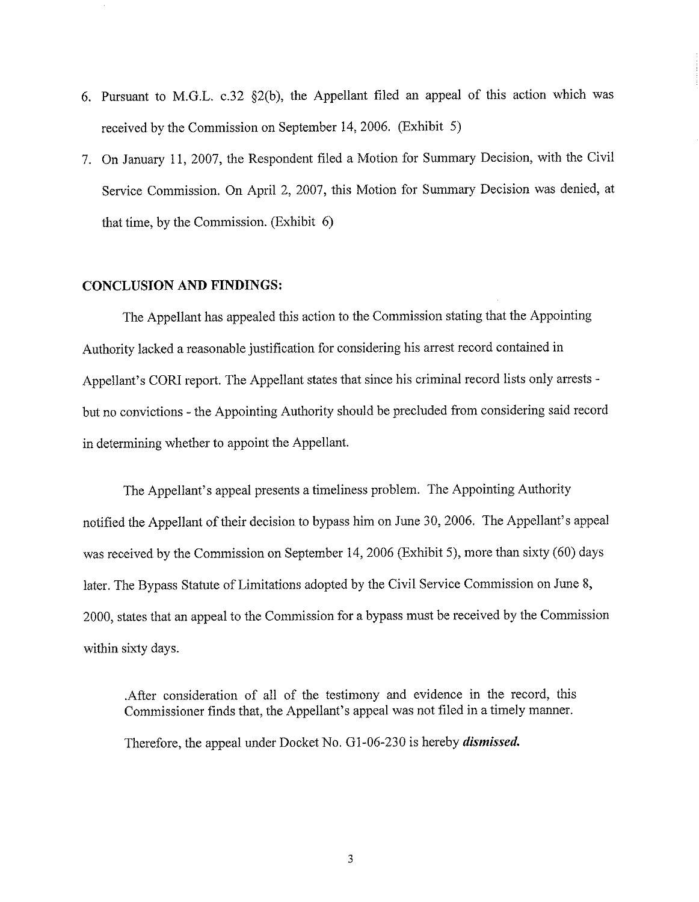6. Pursuant to M.G.L. c.32 §2(b), the Appellant filed an appeal of this action which was received by the Commission on September 14, 2006. (Exhibit 5)
7. On January 11, 2007, the Respondent filed a Motion for Summary Decision, with the Civil Service Commission. On April 2, 2007, this Motion for Summary Decision was denied, at that time, by the Commission. (Exhibit 6)

**CONCLUSION AND FINDINGS:**

The Appellant has appealed this action to the Commission stating that the Appointing Authority lacked a reasonable justification for considering his arrest record contained in Appellant's CORI report. The Appellant states that since his criminal record lists only arrests - but no convictions - the Appointing Authority should be precluded from considering said record in determining whether to appoint the Appellant.

The Appellant's appeal presents a timeliness problem. The Appointing Authority notified the Appellant of their decision to bypass him on June 30, 2006. The Appellant's appeal was received by the Commission on September 14, 2006 (Exhibit 5), more than sixty (60) days later. The Bypass Statute of Limitations adopted by the Civil Service Commission on June 8, 2000, states that an appeal to the Commission for a bypass must be received by the Commission within sixty days.

> .After consideration of all of the testimony and evidence in the record, this Commissioner finds that, the Appellant's appeal was not filed in a timely manner.
>
> Therefore, the appeal under Docket No. G1-06-230 is hereby ***dismissed.***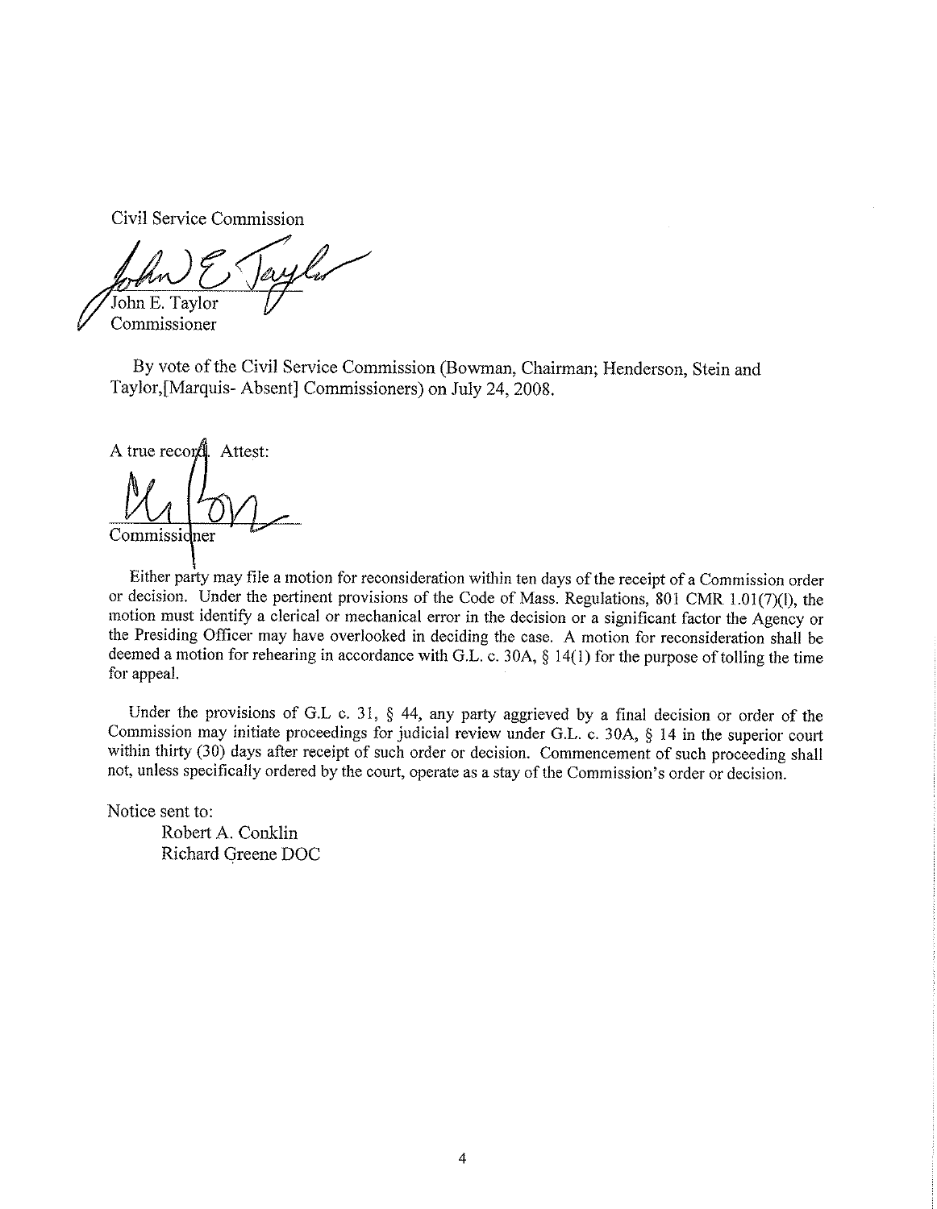Civil Service Commission

John E. Taylor
Commissioner

By vote of the Civil Service Commission (Bowman, Chairman; Henderson, Stein and Taylor,[Marquis- Absent] Commissioners) on July 24, 2008.

A true record. Attest:

Commissioner

Either party may file a motion for reconsideration within ten days of the receipt of a Commission order or decision. Under the pertinent provisions of the Code of Mass. Regulations, 801 CMR 1.01(7)(l), the motion must identify a clerical or mechanical error in the decision or a significant factor the Agency or the Presiding Officer may have overlooked in deciding the case. A motion for reconsideration shall be deemed a motion for rehearing in accordance with G.L. c. 30A, § 14(1) for the purpose of tolling the time for appeal.

Under the provisions of G.L c. 31, § 44, any party aggrieved by a final decision or order of the Commission may initiate proceedings for judicial review under G.L. c. 30A, § 14 in the superior court within thirty (30) days after receipt of such order or decision. Commencement of such proceeding shall not, unless specifically ordered by the court, operate as a stay of the Commission's order or decision.

Notice sent to:
Robert A. Conklin
Richard Greene DOC